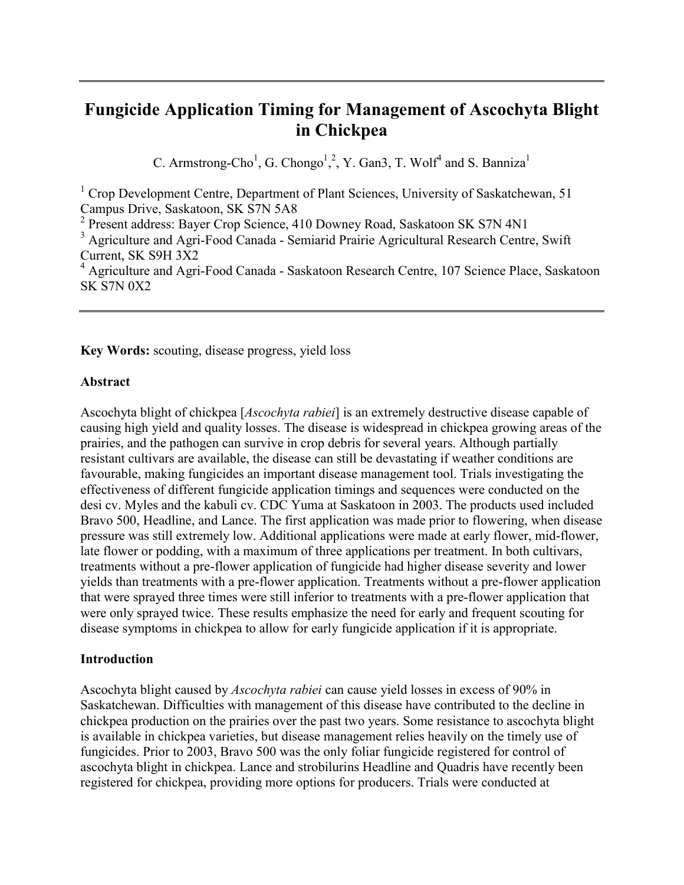# Fungicide Application Timing for Management of Ascochyta Blight in Chickpea

C. Armstrong-Cho[1], G. Chongo[1,2], Y. Gan3, T. Wolf[4] and S. Banniza[1]

[1] Crop Development Centre, Department of Plant Sciences, University of Saskatchewan, 51 Campus Drive, Saskatoon, SK S7N 5A8

[2] Present address: Bayer Crop Science, 410 Downey Road, Saskatoon SK S7N 4N1

[3] Agriculture and Agri-Food Canada - Semiarid Prairie Agricultural Research Centre, Swift Current, SK S9H 3X2

[4] Agriculture and Agri-Food Canada - Saskatoon Research Centre, 107 Science Place, Saskatoon SK S7N 0X2

**Key Words:** scouting, disease progress, yield loss

## Abstract

Ascochyta blight of chickpea [*Ascochyta rabiei*] is an extremely destructive disease capable of causing high yield and quality losses. The disease is widespread in chickpea growing areas of the prairies, and the pathogen can survive in crop debris for several years. Although partially resistant cultivars are available, the disease can still be devastating if weather conditions are favourable, making fungicides an important disease management tool. Trials investigating the effectiveness of different fungicide application timings and sequences were conducted on the desi cv. Myles and the kabuli cv. CDC Yuma at Saskatoon in 2003. The products used included Bravo 500, Headline, and Lance. The first application was made prior to flowering, when disease pressure was still extremely low. Additional applications were made at early flower, mid-flower, late flower or podding, with a maximum of three applications per treatment. In both cultivars, treatments without a pre-flower application of fungicide had higher disease severity and lower yields than treatments with a pre-flower application. Treatments without a pre-flower application that were sprayed three times were still inferior to treatments with a pre-flower application that were only sprayed twice. These results emphasize the need for early and frequent scouting for disease symptoms in chickpea to allow for early fungicide application if it is appropriate.

## Introduction

Ascochyta blight caused by *Ascochyta rabiei* can cause yield losses in excess of 90% in Saskatchewan. Difficulties with management of this disease have contributed to the decline in chickpea production on the prairies over the past two years. Some resistance to ascochyta blight is available in chickpea varieties, but disease management relies heavily on the timely use of fungicides. Prior to 2003, Bravo 500 was the only foliar fungicide registered for control of ascochyta blight in chickpea. Lance and strobilurins Headline and Quadris have recently been registered for chickpea, providing more options for producers. Trials were conducted at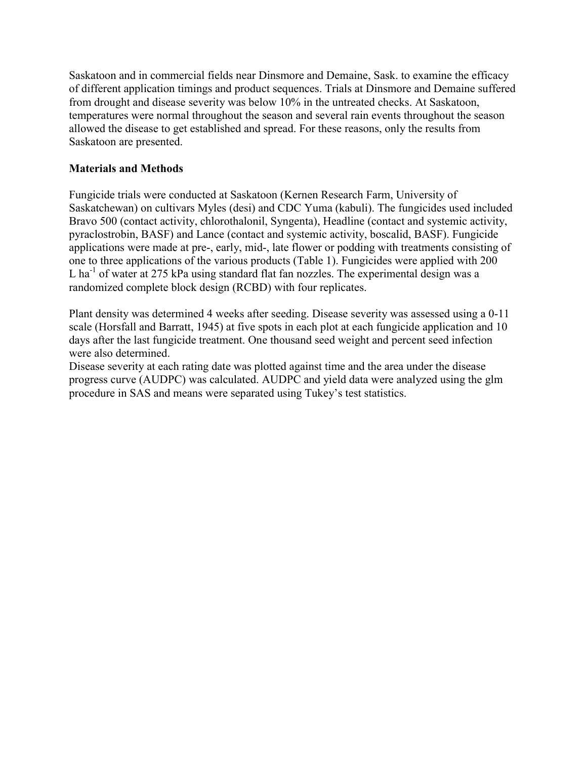Saskatoon and in commercial fields near Dinsmore and Demaine, Sask. to examine the efficacy of different application timings and product sequences. Trials at Dinsmore and Demaine suffered from drought and disease severity was below 10% in the untreated checks. At Saskatoon, temperatures were normal throughout the season and several rain events throughout the season allowed the disease to get established and spread. For these reasons, only the results from Saskatoon are presented.

## Materials and Methods

Fungicide trials were conducted at Saskatoon (Kernen Research Farm, University of Saskatchewan) on cultivars Myles (desi) and CDC Yuma (kabuli). The fungicides used included Bravo 500 (contact activity, chlorothalonil, Syngenta), Headline (contact and systemic activity, pyraclostrobin, BASF) and Lance (contact and systemic activity, boscalid, BASF). Fungicide applications were made at pre-, early, mid-, late flower or podding with treatments consisting of one to three applications of the various products (Table 1). Fungicides were applied with 200 L $ha^{-1}$ of water at 275 kPa using standard flat fan nozzles. The experimental design was a randomized complete block design (RCBD) with four replicates.

Plant density was determined 4 weeks after seeding. Disease severity was assessed using a 0-11 scale (Horsfall and Barratt, 1945) at five spots in each plot at each fungicide application and 10 days after the last fungicide treatment. One thousand seed weight and percent seed infection were also determined.

Disease severity at each rating date was plotted against time and the area under the disease progress curve (AUDPC) was calculated. AUDPC and yield data were analyzed using the glm procedure in SAS and means were separated using Tukey's test statistics.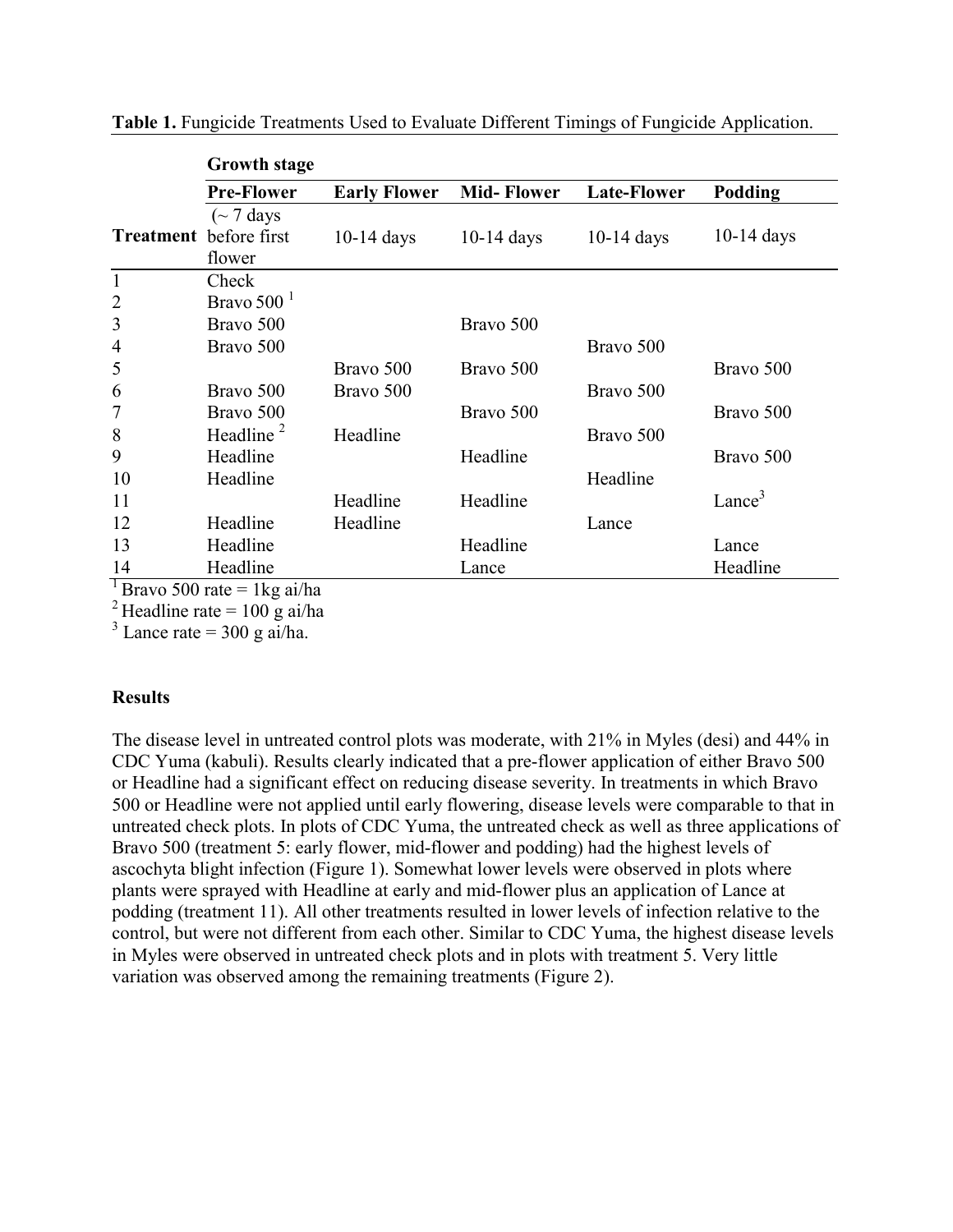**Table 1.** Fungicide Treatments Used to Evaluate Different Timings of Fungicide Application.

| | Growth stage | | | | |
|---|---|---|---|---|---|
| | **Pre-Flower** | **Early Flower** | **Mid- Flower** | **Late-Flower** | **Podding** |
| **Treatment** | (~ 7 days before first flower | 10-14 days | 10-14 days | 10-14 days | 10-14 days |
| 1 | Check | | | | |
| 2 | Bravo 500 [1] | | | | |
| 3 | Bravo 500 | | Bravo 500 | | |
| 4 | Bravo 500 | | | Bravo 500 | |
| 5 | | Bravo 500 | Bravo 500 | | Bravo 500 |
| 6 | Bravo 500 | Bravo 500 | | Bravo 500 | |
| 7 | Bravo 500 | | Bravo 500 | | Bravo 500 |
| 8 | Headline [2] | Headline | | Bravo 500 | |
| 9 | Headline | | Headline | | Bravo 500 |
| 10 | Headline | | | Headline | |
| 11 | | Headline | Headline | | Lance[3] |
| 12 | Headline | Headline | | Lance | |
| 13 | Headline | | Headline | | Lance |
| 14 | Headline | | Lance | | Headline |

[1] Bravo 500 rate = 1kg ai/ha
[2] Headline rate = 100 g ai/ha
[3] Lance rate = 300 g ai/ha.

**Results**

The disease level in untreated control plots was moderate, with 21% in Myles (desi) and 44% in CDC Yuma (kabuli). Results clearly indicated that a pre-flower application of either Bravo 500 or Headline had a significant effect on reducing disease severity. In treatments in which Bravo 500 or Headline were not applied until early flowering, disease levels were comparable to that in untreated check plots. In plots of CDC Yuma, the untreated check as well as three applications of Bravo 500 (treatment 5: early flower, mid-flower and podding) had the highest levels of ascochyta blight infection (Figure 1). Somewhat lower levels were observed in plots where plants were sprayed with Headline at early and mid-flower plus an application of Lance at podding (treatment 11). All other treatments resulted in lower levels of infection relative to the control, but were not different from each other. Similar to CDC Yuma, the highest disease levels in Myles were observed in untreated check plots and in plots with treatment 5. Very little variation was observed among the remaining treatments (Figure 2).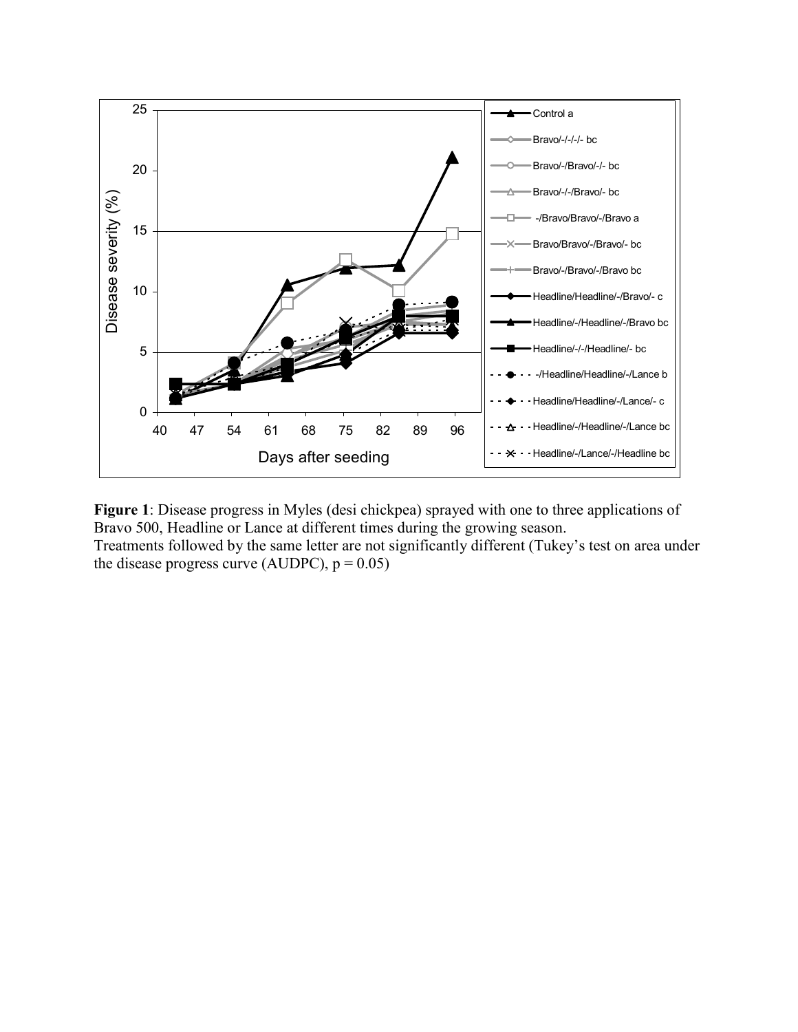**Figure 1**: Disease progress in Myles (desi chickpea) sprayed with one to three applications of Bravo 500, Headline or Lance at different times during the growing season.
Treatments followed by the same letter are not significantly different (Tukey's test on area under the disease progress curve (AUDPC), $p = 0.05$)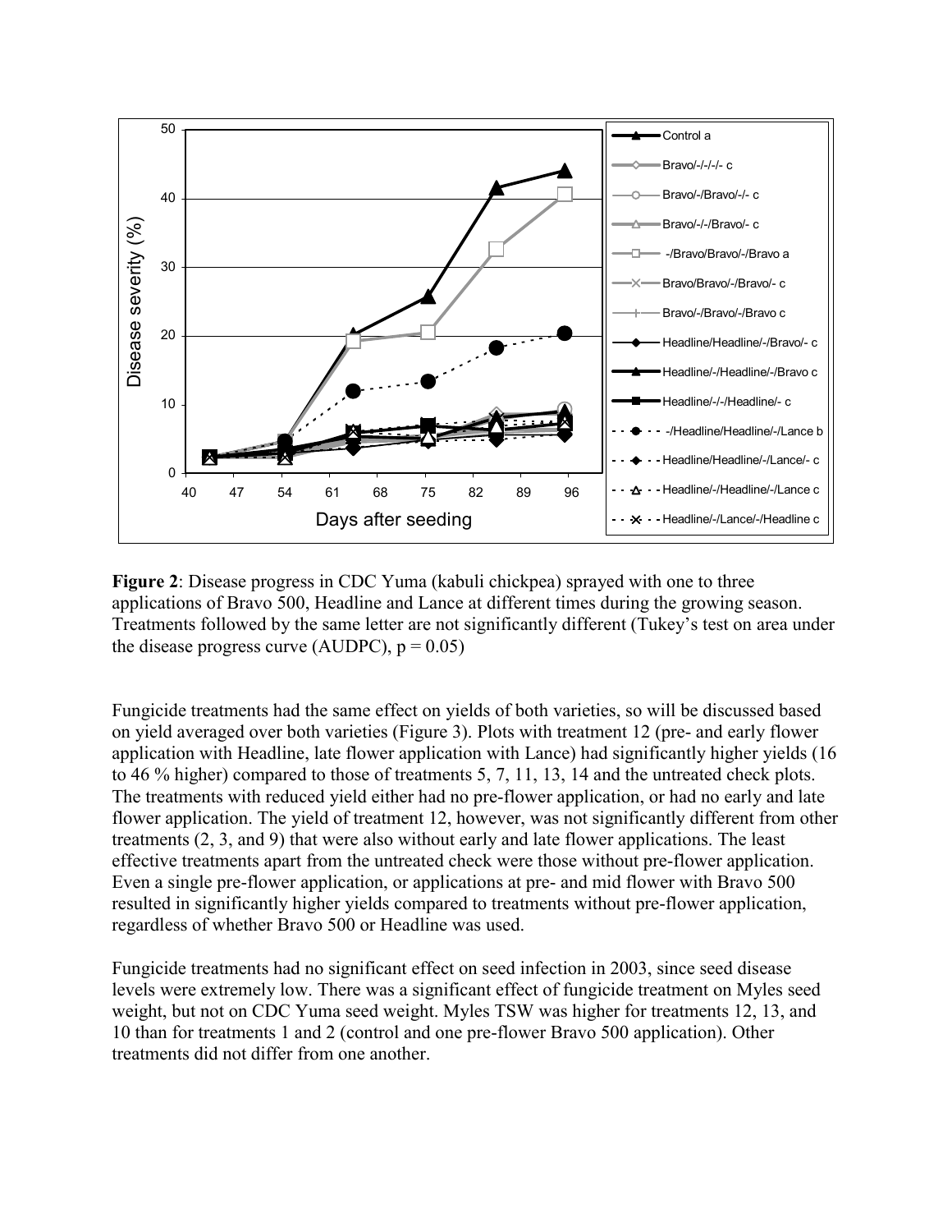**Figure 2**: Disease progress in CDC Yuma (kabuli chickpea) sprayed with one to three applications of Bravo 500, Headline and Lance at different times during the growing season. Treatments followed by the same letter are not significantly different (Tukey's test on area under the disease progress curve (AUDPC), $p = 0.05$)

Fungicide treatments had the same effect on yields of both varieties, so will be discussed based on yield averaged over both varieties (Figure 3). Plots with treatment 12 (pre- and early flower application with Headline, late flower application with Lance) had significantly higher yields (16 to 46 % higher) compared to those of treatments 5, 7, 11, 13, 14 and the untreated check plots. The treatments with reduced yield either had no pre-flower application, or had no early and late flower application. The yield of treatment 12, however, was not significantly different from other treatments (2, 3, and 9) that were also without early and late flower applications. The least effective treatments apart from the untreated check were those without pre-flower application. Even a single pre-flower application, or applications at pre- and mid flower with Bravo 500 resulted in significantly higher yields compared to treatments without pre-flower application, regardless of whether Bravo 500 or Headline was used.

Fungicide treatments had no significant effect on seed infection in 2003, since seed disease levels were extremely low. There was a significant effect of fungicide treatment on Myles seed weight, but not on CDC Yuma seed weight. Myles TSW was higher for treatments 12, 13, and 10 than for treatments 1 and 2 (control and one pre-flower Bravo 500 application). Other treatments did not differ from one another.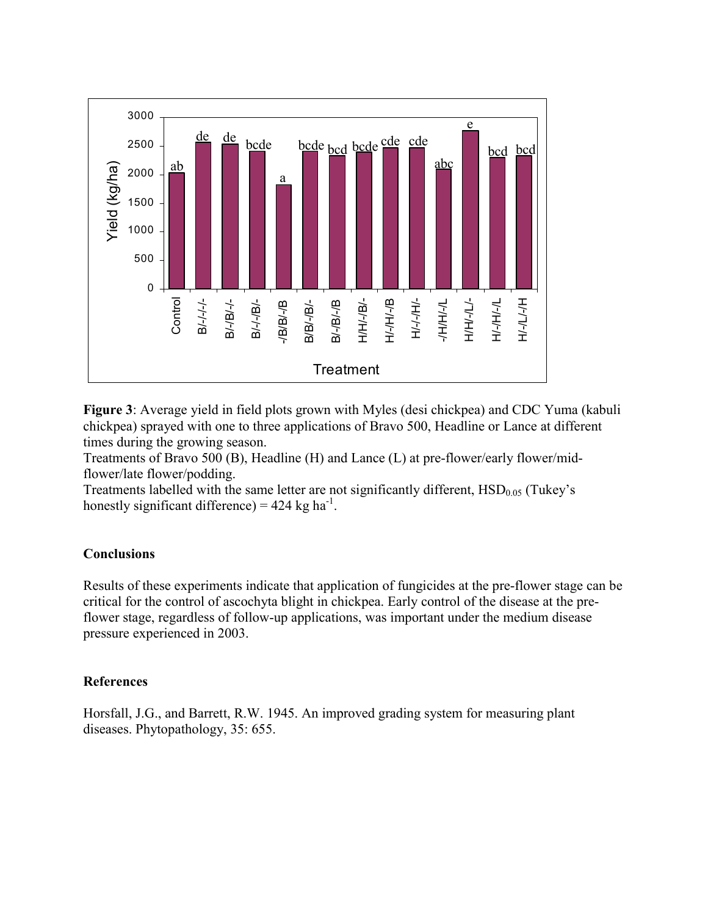3000
2500
2000
1500
1000
500
0

Yield (kg/ha)

ab
de
de
bcde
a
bcde
bcd
bcde
cde
cde
abc
e
bcd
bcd

Control
B/-/-/-
B/-/B/-/-
B/-/-/B/-
-/B/B/-/B
B/B/-/B/-
B/-/B/-/B
H/H/-/B/-
H/-/H/-/B
H/-/-/H/-
-/H/H/-/L
H/H/-/L/-
H/-/H/-/L
H/-/L/-/H

Treatment

**Figure 3**: Average yield in field plots grown with Myles (desi chickpea) and CDC Yuma (kabuli chickpea) sprayed with one to three applications of Bravo 500, Headline or Lance at different times during the growing season.
Treatments of Bravo 500 (B), Headline (H) and Lance (L) at pre-flower/early flower/mid-flower/late flower/podding.
Treatments labelled with the same letter are not significantly different, $HSD_{0.05}$ (Tukey's honestly significant difference) = 424 kg $ha^{-1}$.

## Conclusions

Results of these experiments indicate that application of fungicides at the pre-flower stage can be critical for the control of ascochyta blight in chickpea. Early control of the disease at the pre-flower stage, regardless of follow-up applications, was important under the medium disease pressure experienced in 2003.

## References

Horsfall, J.G., and Barrett, R.W. 1945. An improved grading system for measuring plant diseases. Phytopathology, 35: 655.